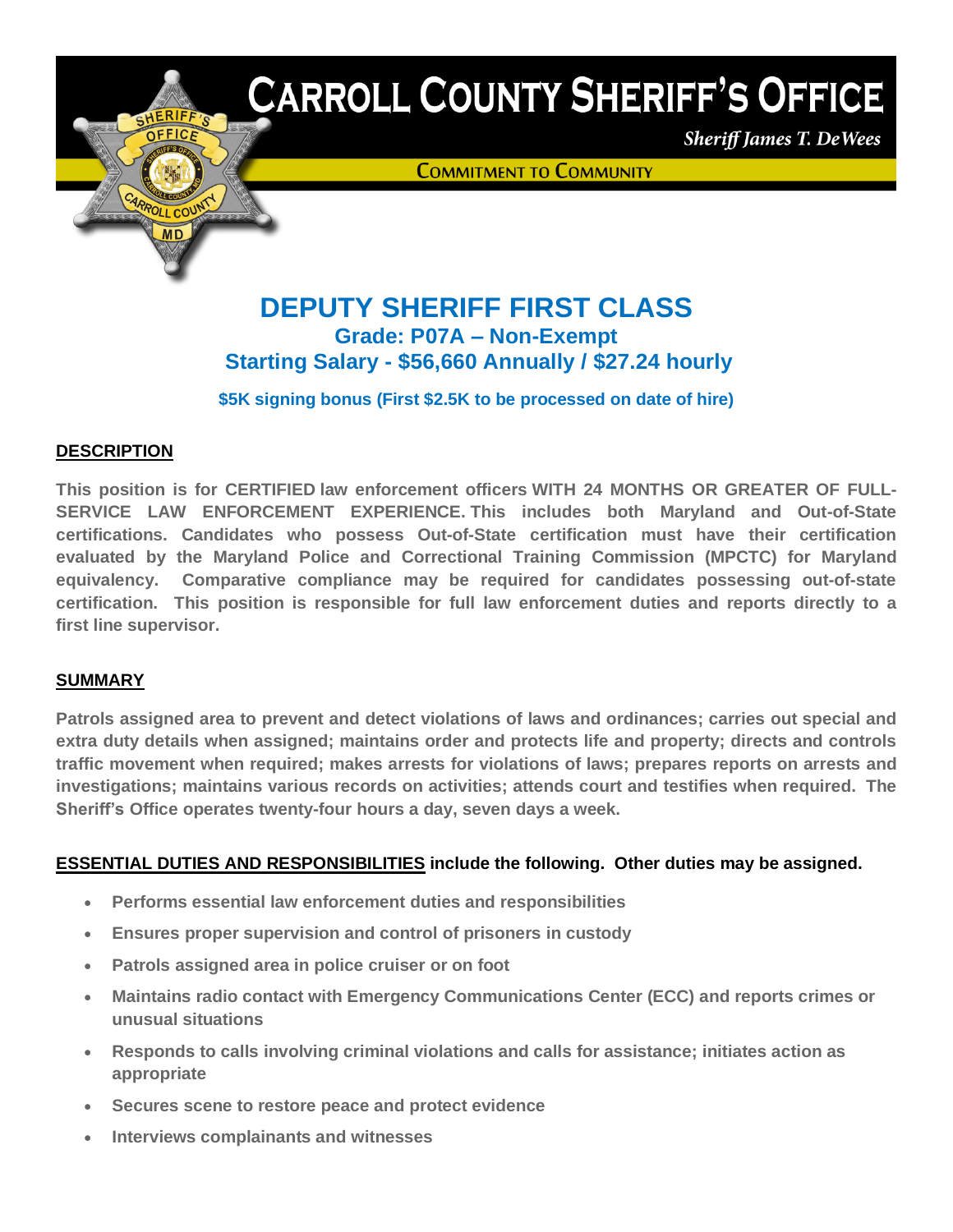# CARROLL COUNTY SHERIFF'S OFFICE

*Sheriff James T. DeWees*

COMMITMENT TO COMMUNITY

# DEPUTY SHERIFF FIRST CLASS

## Grade: P07A – Non-Exempt

## Starting Salary - $56,660 Annually / $27.24 hourly

**$5K signing bonus (First $2.5K to be processed on date of hire)**

## DESCRIPTION

**This position is for CERTIFIED law enforcement officers WITH 24 MONTHS OR GREATER OF FULL-SERVICE LAW ENFORCEMENT EXPERIENCE. This includes both Maryland and Out-of-State certifications. Candidates who possess Out-of-State certification must have their certification evaluated by the Maryland Police and Correctional Training Commission (MPCTC) for Maryland equivalency. Comparative compliance may be required for candidates possessing out-of-state certification. This position is responsible for full law enforcement duties and reports directly to a first line supervisor.**

## SUMMARY

**Patrols assigned area to prevent and detect violations of laws and ordinances; carries out special and extra duty details when assigned; maintains order and protects life and property; directs and controls traffic movement when required; makes arrests for violations of laws; prepares reports on arrests and investigations; maintains various records on activities; attends court and testifies when required. The Sheriff's Office operates twenty-four hours a day, seven days a week.**

**ESSENTIAL DUTIES AND RESPONSIBILITIES include the following. Other duties may be assigned.**

- **Performs essential law enforcement duties and responsibilities**
- **Ensures proper supervision and control of prisoners in custody**
- **Patrols assigned area in police cruiser or on foot**
- **Maintains radio contact with Emergency Communications Center (ECC) and reports crimes or unusual situations**
- **Responds to calls involving criminal violations and calls for assistance; initiates action as appropriate**
- **Secures scene to restore peace and protect evidence**
- **Interviews complainants and witnesses**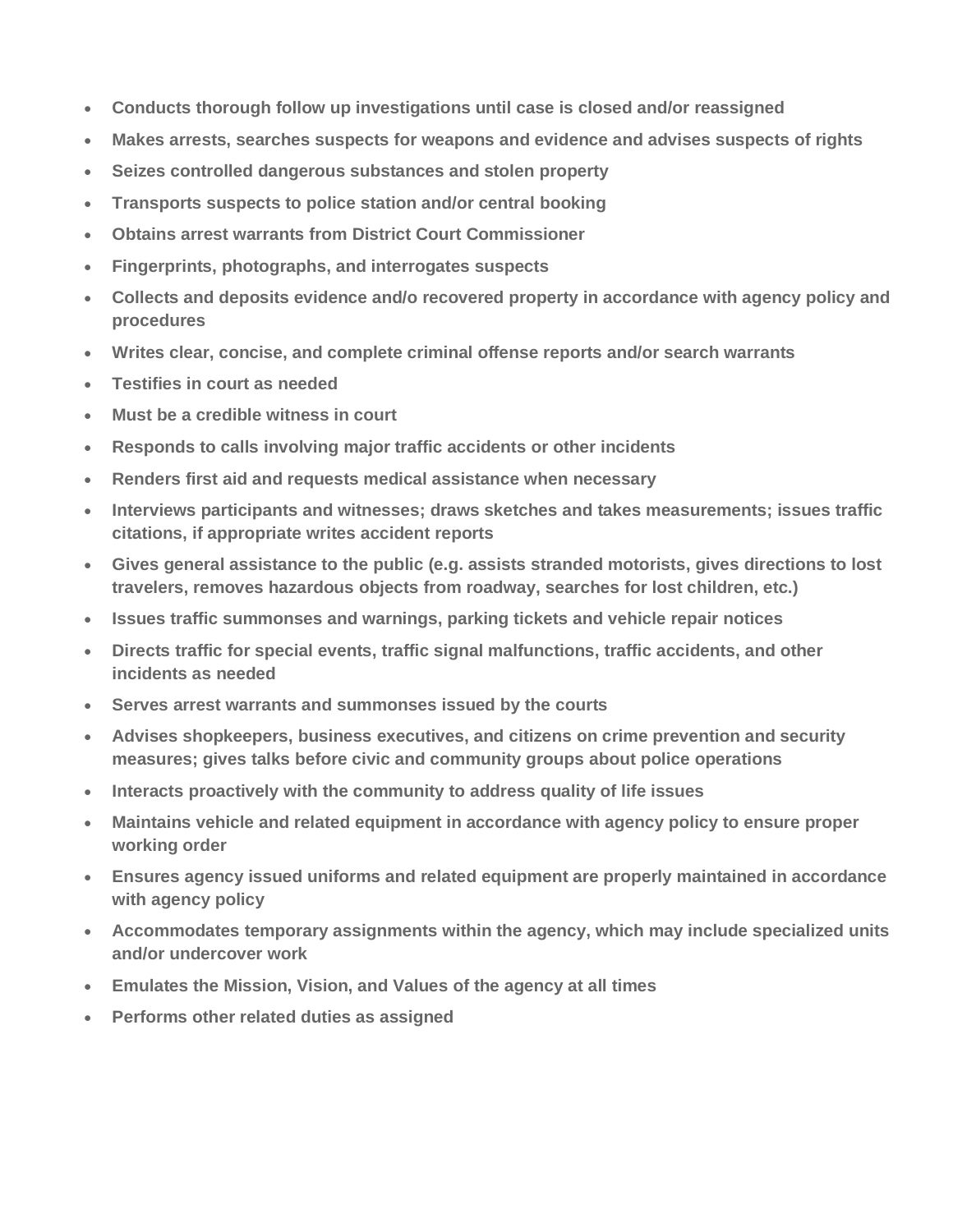- **Conducts thorough follow up investigations until case is closed and/or reassigned**
- **Makes arrests, searches suspects for weapons and evidence and advises suspects of rights**
- **Seizes controlled dangerous substances and stolen property**
- **Transports suspects to police station and/or central booking**
- **Obtains arrest warrants from District Court Commissioner**
- **Fingerprints, photographs, and interrogates suspects**
- **Collects and deposits evidence and/o recovered property in accordance with agency policy and procedures**
- **Writes clear, concise, and complete criminal offense reports and/or search warrants**
- **Testifies in court as needed**
- **Must be a credible witness in court**
- **Responds to calls involving major traffic accidents or other incidents**
- **Renders first aid and requests medical assistance when necessary**
- **Interviews participants and witnesses; draws sketches and takes measurements; issues traffic citations, if appropriate writes accident reports**
- **Gives general assistance to the public (e.g. assists stranded motorists, gives directions to lost travelers, removes hazardous objects from roadway, searches for lost children, etc.)**
- **Issues traffic summonses and warnings, parking tickets and vehicle repair notices**
- **Directs traffic for special events, traffic signal malfunctions, traffic accidents, and other incidents as needed**
- **Serves arrest warrants and summonses issued by the courts**
- **Advises shopkeepers, business executives, and citizens on crime prevention and security measures; gives talks before civic and community groups about police operations**
- **Interacts proactively with the community to address quality of life issues**
- **Maintains vehicle and related equipment in accordance with agency policy to ensure proper working order**
- **Ensures agency issued uniforms and related equipment are properly maintained in accordance with agency policy**
- **Accommodates temporary assignments within the agency, which may include specialized units and/or undercover work**
- **Emulates the Mission, Vision, and Values of the agency at all times**
- **Performs other related duties as assigned**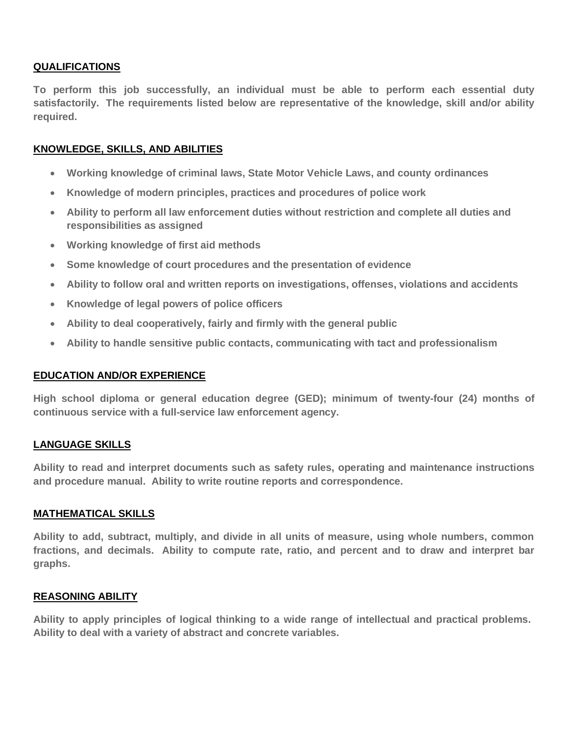## QUALIFICATIONS

**To perform this job successfully, an individual must be able to perform each essential duty satisfactorily. The requirements listed below are representative of the knowledge, skill and/or ability required.**

## KNOWLEDGE, SKILLS, AND ABILITIES

- **Working knowledge of criminal laws, State Motor Vehicle Laws, and county ordinances**
- **Knowledge of modern principles, practices and procedures of police work**
- **Ability to perform all law enforcement duties without restriction and complete all duties and responsibilities as assigned**
- **Working knowledge of first aid methods**
- **Some knowledge of court procedures and the presentation of evidence**
- **Ability to follow oral and written reports on investigations, offenses, violations and accidents**
- **Knowledge of legal powers of police officers**
- **Ability to deal cooperatively, fairly and firmly with the general public**
- **Ability to handle sensitive public contacts, communicating with tact and professionalism**

## EDUCATION AND/OR EXPERIENCE

**High school diploma or general education degree (GED); minimum of twenty-four (24) months of continuous service with a full-service law enforcement agency.**

## LANGUAGE SKILLS

**Ability to read and interpret documents such as safety rules, operating and maintenance instructions and procedure manual. Ability to write routine reports and correspondence.**

## MATHEMATICAL SKILLS

**Ability to add, subtract, multiply, and divide in all units of measure, using whole numbers, common fractions, and decimals. Ability to compute rate, ratio, and percent and to draw and interpret bar graphs.**

## REASONING ABILITY

**Ability to apply principles of logical thinking to a wide range of intellectual and practical problems. Ability to deal with a variety of abstract and concrete variables.**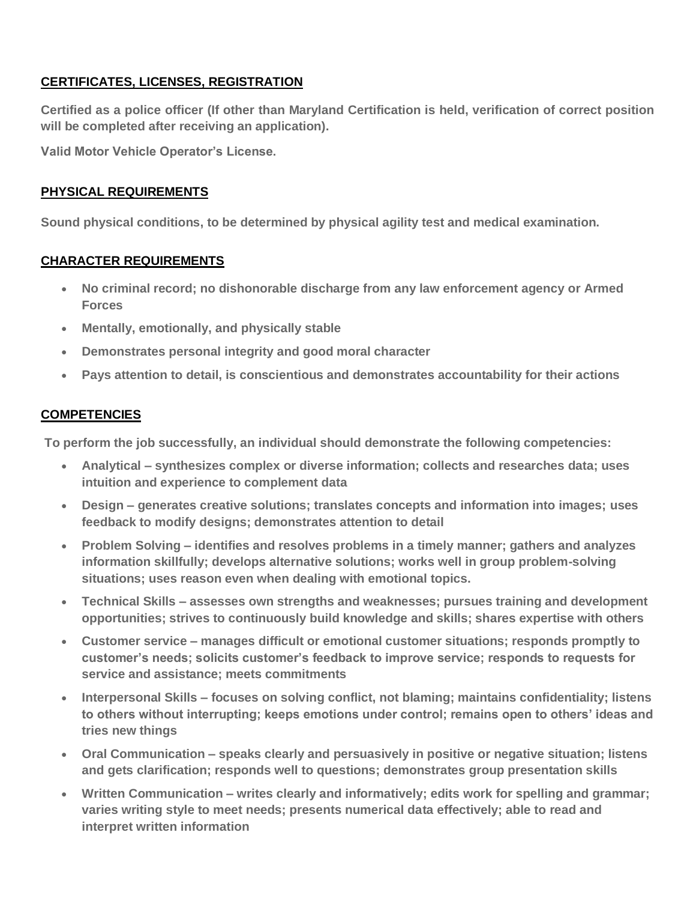## CERTIFICATES, LICENSES, REGISTRATION

**Certified as a police officer (If other than Maryland Certification is held, verification of correct position will be completed after receiving an application).**

**Valid Motor Vehicle Operator's License.**

## PHYSICAL REQUIREMENTS

**Sound physical conditions, to be determined by physical agility test and medical examination.**

## CHARACTER REQUIREMENTS

- **No criminal record; no dishonorable discharge from any law enforcement agency or Armed Forces**
- **Mentally, emotionally, and physically stable**
- **Demonstrates personal integrity and good moral character**
- **Pays attention to detail, is conscientious and demonstrates accountability for their actions**

## COMPETENCIES

**To perform the job successfully, an individual should demonstrate the following competencies:**

- **Analytical – synthesizes complex or diverse information; collects and researches data; uses intuition and experience to complement data**
- **Design – generates creative solutions; translates concepts and information into images; uses feedback to modify designs; demonstrates attention to detail**
- **Problem Solving – identifies and resolves problems in a timely manner; gathers and analyzes information skillfully; develops alternative solutions; works well in group problem-solving situations; uses reason even when dealing with emotional topics.**
- **Technical Skills – assesses own strengths and weaknesses; pursues training and development opportunities; strives to continuously build knowledge and skills; shares expertise with others**
- **Customer service – manages difficult or emotional customer situations; responds promptly to customer's needs; solicits customer's feedback to improve service; responds to requests for service and assistance; meets commitments**
- **Interpersonal Skills – focuses on solving conflict, not blaming; maintains confidentiality; listens to others without interrupting; keeps emotions under control; remains open to others' ideas and tries new things**
- **Oral Communication – speaks clearly and persuasively in positive or negative situation; listens and gets clarification; responds well to questions; demonstrates group presentation skills**
- **Written Communication – writes clearly and informatively; edits work for spelling and grammar; varies writing style to meet needs; presents numerical data effectively; able to read and interpret written information**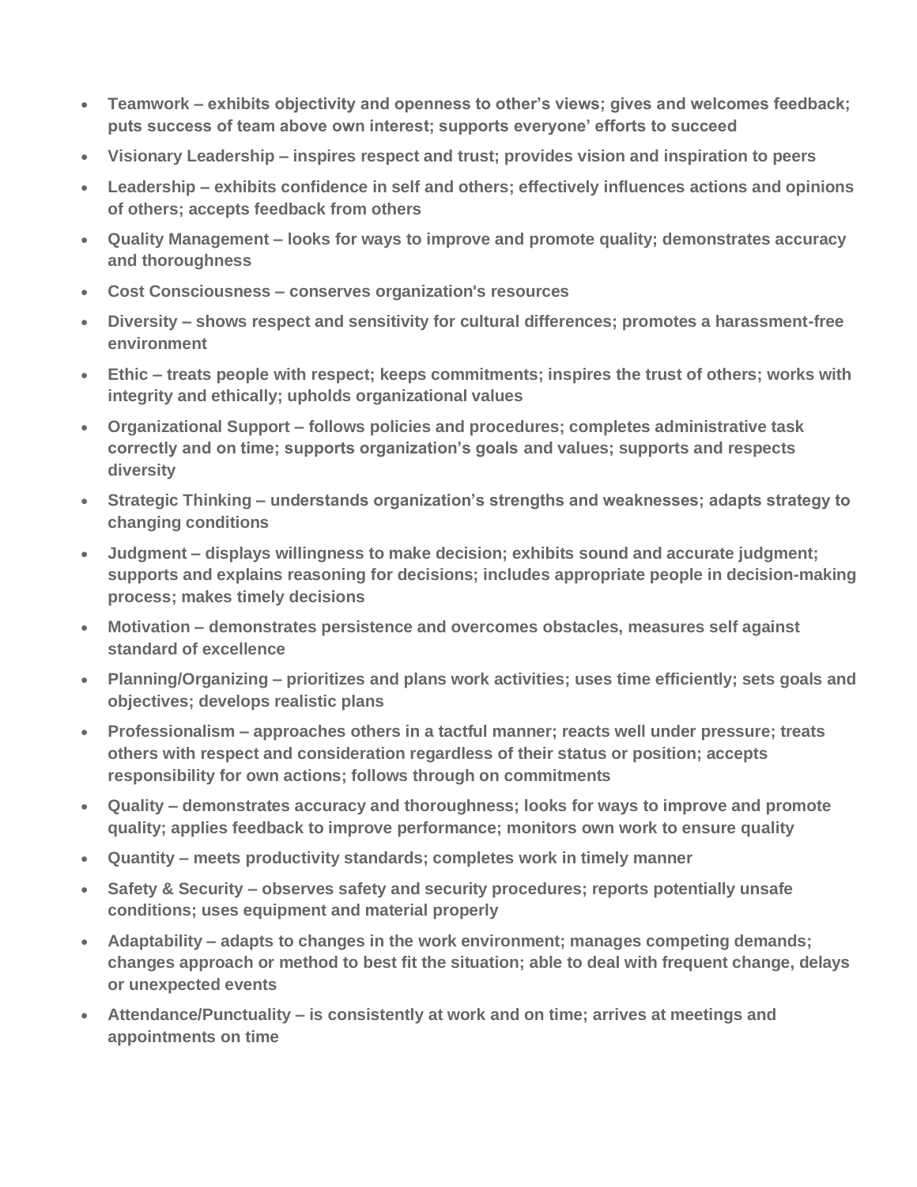- **Teamwork – exhibits objectivity and openness to other's views; gives and welcomes feedback; puts success of team above own interest; supports everyone' efforts to succeed**
- **Visionary Leadership – inspires respect and trust; provides vision and inspiration to peers**
- **Leadership – exhibits confidence in self and others; effectively influences actions and opinions of others; accepts feedback from others**
- **Quality Management – looks for ways to improve and promote quality; demonstrates accuracy and thoroughness**
- **Cost Consciousness – conserves organization's resources**
- **Diversity – shows respect and sensitivity for cultural differences; promotes a harassment-free environment**
- **Ethic – treats people with respect; keeps commitments; inspires the trust of others; works with integrity and ethically; upholds organizational values**
- **Organizational Support – follows policies and procedures; completes administrative task correctly and on time; supports organization's goals and values; supports and respects diversity**
- **Strategic Thinking – understands organization's strengths and weaknesses; adapts strategy to changing conditions**
- **Judgment – displays willingness to make decision; exhibits sound and accurate judgment; supports and explains reasoning for decisions; includes appropriate people in decision-making process; makes timely decisions**
- **Motivation – demonstrates persistence and overcomes obstacles, measures self against standard of excellence**
- **Planning/Organizing – prioritizes and plans work activities; uses time efficiently; sets goals and objectives; develops realistic plans**
- **Professionalism – approaches others in a tactful manner; reacts well under pressure; treats others with respect and consideration regardless of their status or position; accepts responsibility for own actions; follows through on commitments**
- **Quality – demonstrates accuracy and thoroughness; looks for ways to improve and promote quality; applies feedback to improve performance; monitors own work to ensure quality**
- **Quantity – meets productivity standards; completes work in timely manner**
- **Safety & Security – observes safety and security procedures; reports potentially unsafe conditions; uses equipment and material properly**
- **Adaptability – adapts to changes in the work environment; manages competing demands; changes approach or method to best fit the situation; able to deal with frequent change, delays or unexpected events**
- **Attendance/Punctuality – is consistently at work and on time; arrives at meetings and appointments on time**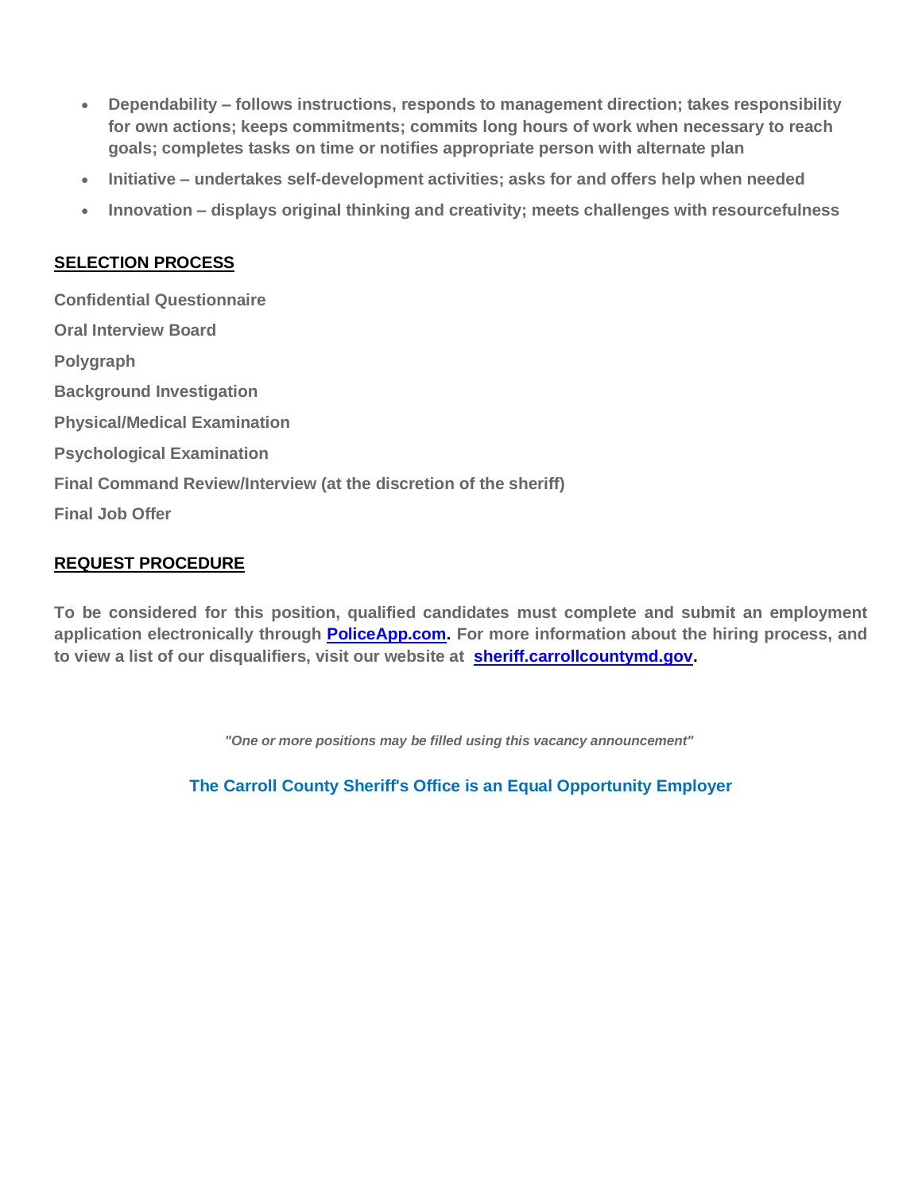- **Dependability – follows instructions, responds to management direction; takes responsibility for own actions; keeps commitments; commits long hours of work when necessary to reach goals; completes tasks on time or notifies appropriate person with alternate plan**
- **Initiative – undertakes self-development activities; asks for and offers help when needed**
- **Innovation – displays original thinking and creativity; meets challenges with resourcefulness**

## SELECTION PROCESS

**Confidential Questionnaire**

**Oral Interview Board**

**Polygraph**

**Background Investigation**

**Physical/Medical Examination**

**Psychological Examination**

**Final Command Review/Interview (at the discretion of the sheriff)**

**Final Job Offer**

## REQUEST PROCEDURE

**To be considered for this position, qualified candidates must complete and submit an employment application electronically through [PoliceApp.com](PoliceApp.com). For more information about the hiring process, and to view a list of our disqualifiers, visit our website at [sheriff.carrollcountymd.gov](sheriff.carrollcountymd.gov).**

***"One or more positions may be filled using this vacancy announcement"***

**The Carroll County Sheriff's Office is an Equal Opportunity Employer**